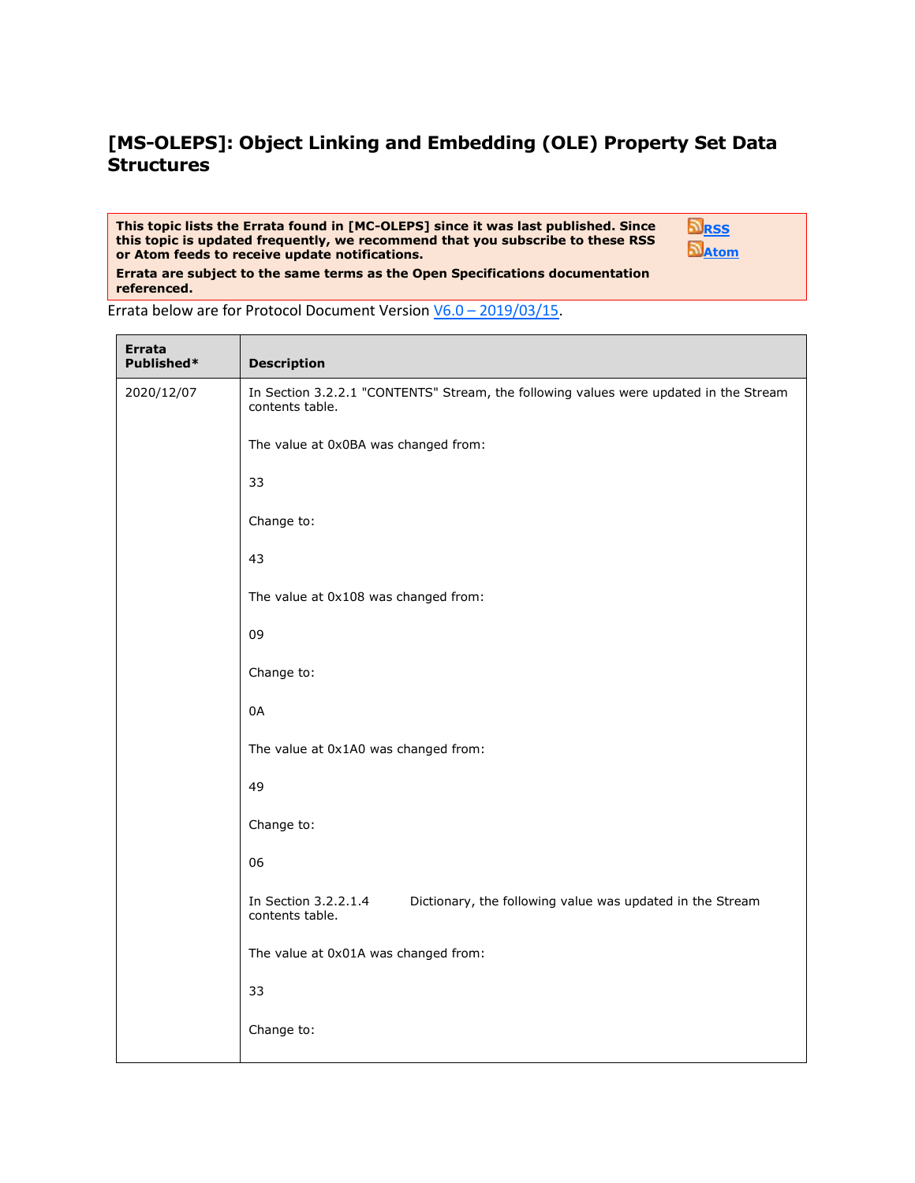# [MS-OLEPS]: Object Linking and Embedding (OLE) Property Set Data Structures

**This topic lists the Errata found in [MC-OLEPS] since it was last published. Since this topic is updated frequently, we recommend that you subscribe to these RSS or Atom feeds to receive update notifications.**

**Errata are subject to the same terms as the Open Specifications documentation referenced.**

RSS
Atom

Errata below are for Protocol Document Version V6.0 – 2019/03/15.

| Errata Published* | Description |
|---|---|
| 2020/12/07 | In Section 3.2.2.1 "CONTENTS" Stream, the following values were updated in the Stream contents table.<br><br>The value at 0x0BA was changed from:<br><br>33<br><br>Change to:<br><br>43<br><br>The value at 0x108 was changed from:<br><br>09<br><br>Change to:<br><br>0A<br><br>The value at 0x1A0 was changed from:<br><br>49<br><br>Change to:<br><br>06<br><br>In Section 3.2.2.1.4 Dictionary, the following value was updated in the Stream contents table.<br><br>The value at 0x01A was changed from:<br><br>33<br><br>Change to: |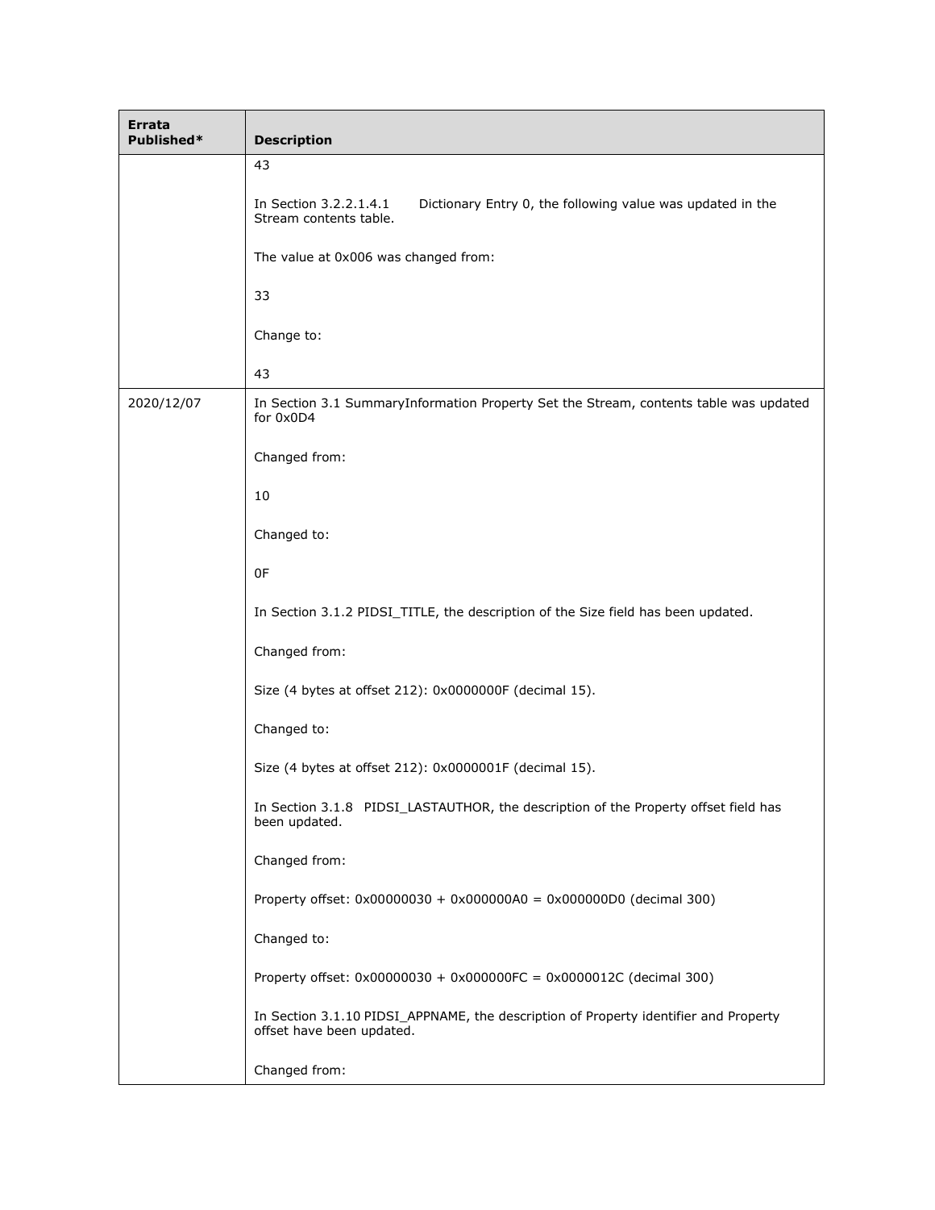| Errata Published* | Description |
| --- | --- |
| | 43<br><br>In Section 3.2.2.1.4.1 Dictionary Entry 0, the following value was updated in the Stream contents table.<br><br>The value at 0x006 was changed from:<br><br>33<br><br>Change to:<br><br>43 |
| 2020/12/07 | In Section 3.1 SummaryInformation Property Set the Stream, contents table was updated for 0x0D4<br><br>Changed from:<br><br>10<br><br>Changed to:<br><br>0F<br><br>In Section 3.1.2 PIDSI_TITLE, the description of the Size field has been updated.<br><br>Changed from:<br><br>Size (4 bytes at offset 212): 0x0000000F (decimal 15).<br><br>Changed to:<br><br>Size (4 bytes at offset 212): 0x0000001F (decimal 15).<br><br>In Section 3.1.8 PIDSI_LASTAUTHOR, the description of the Property offset field has been updated.<br><br>Changed from:<br><br>Property offset: 0x00000030 + 0x000000A0 = 0x000000D0 (decimal 300)<br><br>Changed to:<br><br>Property offset: 0x00000030 + 0x000000FC = 0x0000012C (decimal 300)<br><br>In Section 3.1.10 PIDSI_APPNAME, the description of Property identifier and Property offset have been updated.<br><br>Changed from: |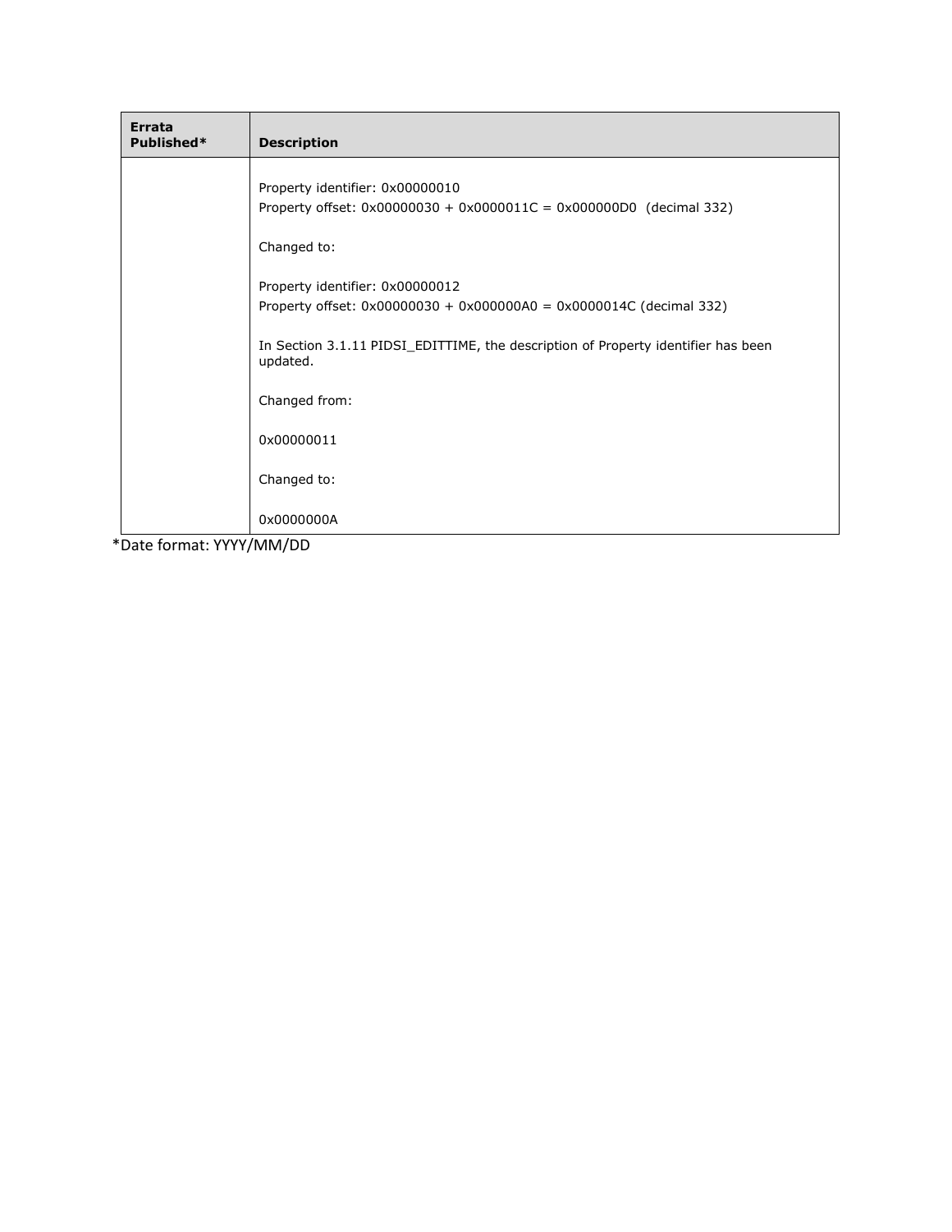| Errata Published* | Description |
|---|---|
| | Property identifier: 0x00000010<br>Property offset: 0x00000030 + 0x0000011C = 0x000000D0  (decimal 332)<br><br>Changed to:<br><br>Property identifier: 0x00000012<br>Property offset: 0x00000030 + 0x000000A0 = 0x0000014C (decimal 332)<br><br>In Section 3.1.11 PIDSI_EDITTIME, the description of Property identifier has been updated.<br><br>Changed from:<br><br>0x00000011<br><br>Changed to:<br><br>0x0000000A |

*Date format: YYYY/MM/DD